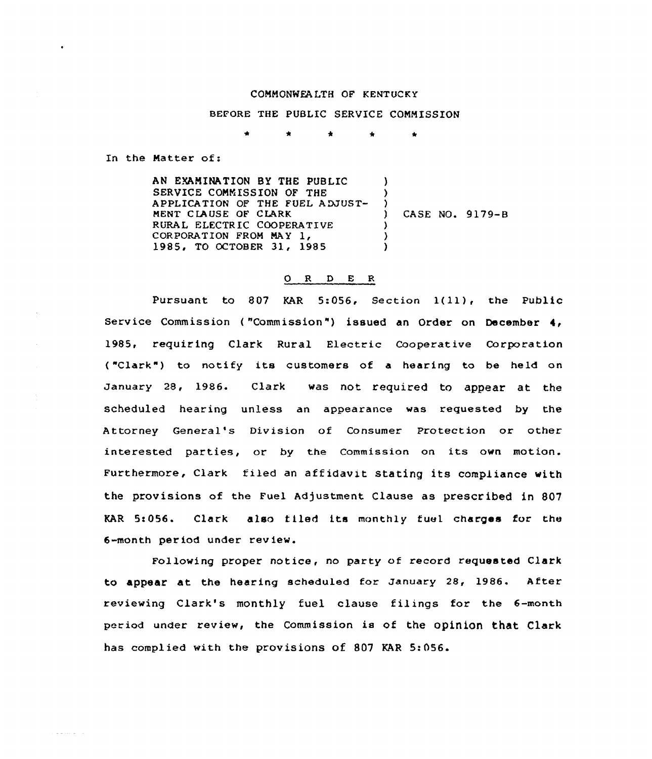COMMONWEALTH OF KENTUCKY

BEFORE THE PUBLIC SERVICE COMMISSION

\* \* \* \* \*

In the Matter of:

AN EXAMINATION BY THE PUBLIC SERVICE COMMISSION OF THE APPLICATION OF THE FUEL ADJUSTMENT CLAUSE OF CLARK RURAL ELECTRIC COOPERATIVE CORPORATION FROM MAY 1, 1985, TO OCTOBER 31, 1985 ) CASE NO. 9179-B

O R D E R

Pursuant to 807 KAR 5:056, Section 1(11), the Public Service Commission ("Commission") issued an Order on December 4, 1985, requiring Clark Rural Electric Cooperative Corporation ("Clark") to notify its customers of a hearing to be held on January 28, 1986. Clark was not required to appear at the scheduled hearing unless an appearance was requested by the Attorney General's Division of Consumer Protection or other interested parties, or by the Commission on its own motion. Furthermore, Clark filed an affidavit stating its compliance with the provisions of the Fuel Adjustment Clause as prescribed in 807 KAR 5:056. Clark also filed its monthly fuel charges for the 6-month period under review.

Following proper notice, no party of record requested Clark to appear at the hearing scheduled for January 28, 1986. After reviewing Clark's monthly fuel clause filings for the 6-month period under review, the Commission is of the opinion that Clark has complied with the provisions of 807 KAR 5:056.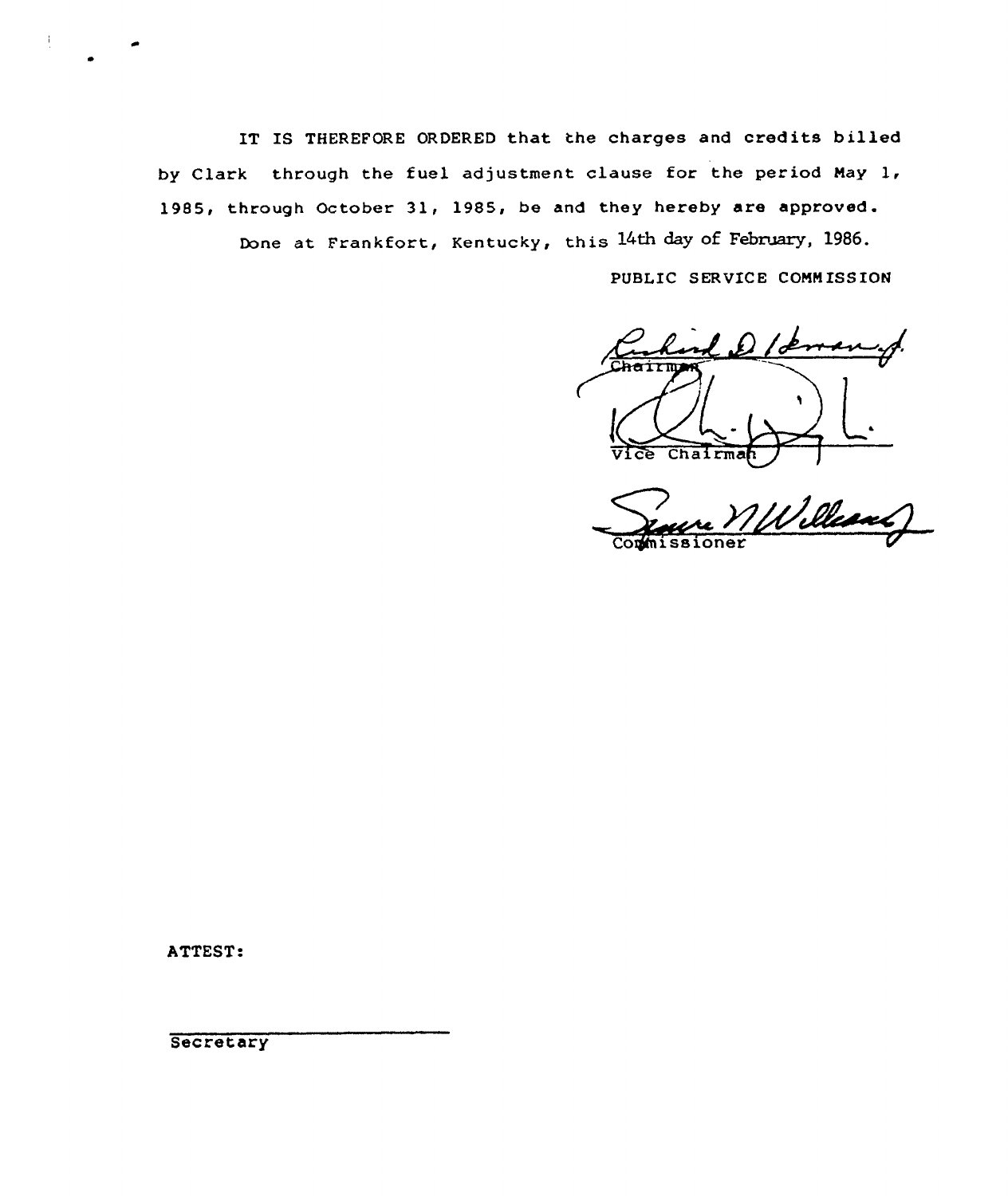IT IS THEREFORE ORDERED that the charges and credits billed by Clark through the fuel adjustment clause for the period May 1, 1985, through October 31, 1985, be and they hereby are approved.

Done at Frankfort, Kentucky, this 14th day of February, 1986.

PUBLIC SERVICE COMMISSION

Chairman

Vice Chairman

Commissioner

ATTEST:

Secretary